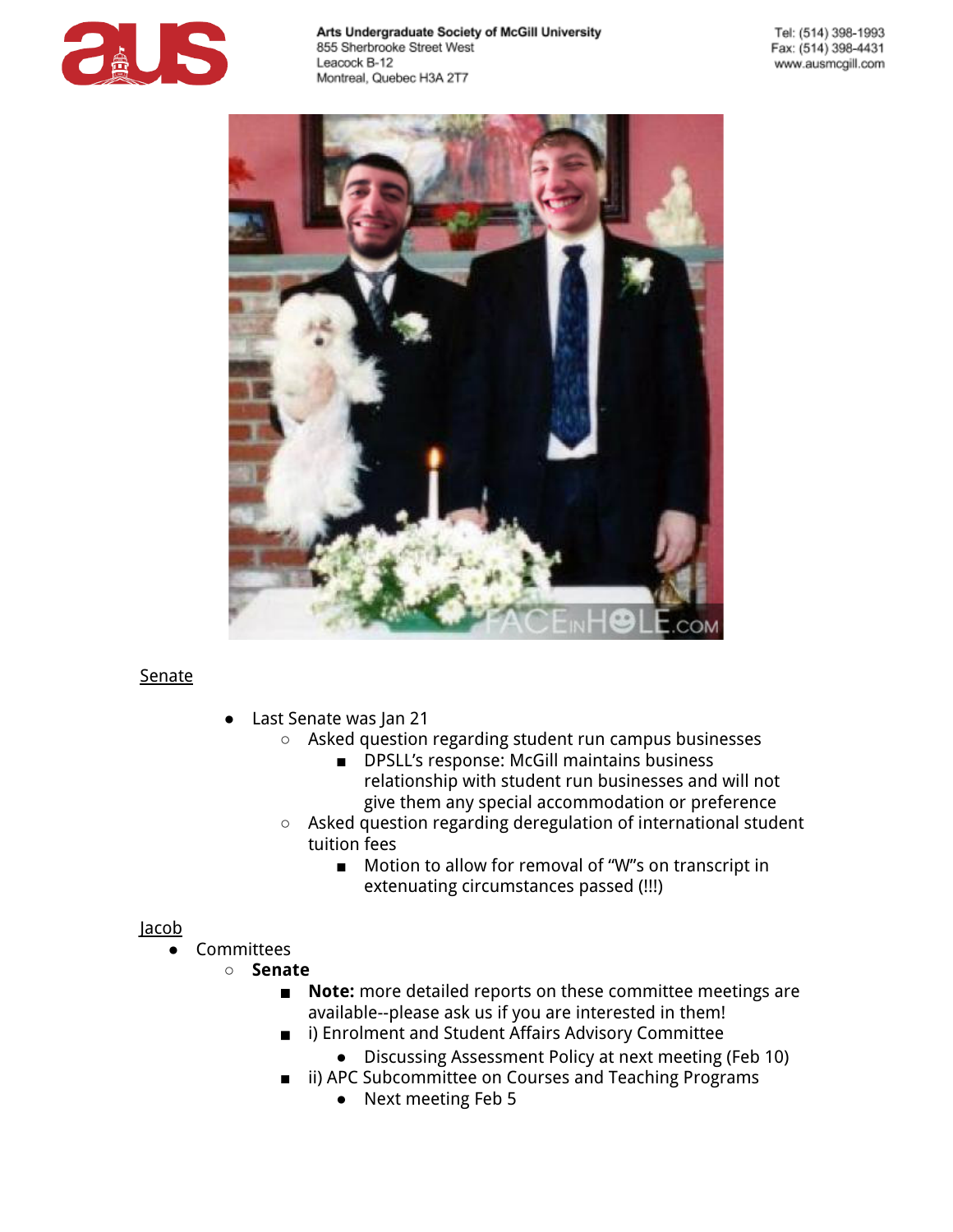Arts Undergraduate Society of McGill University
855 Sherbrooke Street West
Leacock B-12
Montreal, Quebec H3A 2T7

Tel: (514) 398-1993
Fax: (514) 398-4431
www.ausmcgill.com

Senate

- Last Senate was Jan 21
  - Asked question regarding student run campus businesses
    - DPSLL's response: McGill maintains business relationship with student run businesses and will not give them any special accommodation or preference
  - Asked question regarding deregulation of international student tuition fees
    - Motion to allow for removal of "W"s on transcript in extenuating circumstances passed (!!!)

Jacob

- Committees
  - **Senate**
    - **Note:** more detailed reports on these committee meetings are available--please ask us if you are interested in them!
    - i) Enrolment and Student Affairs Advisory Committee
      - Discussing Assessment Policy at next meeting (Feb 10)
    - ii) APC Subcommittee on Courses and Teaching Programs
      - Next meeting Feb 5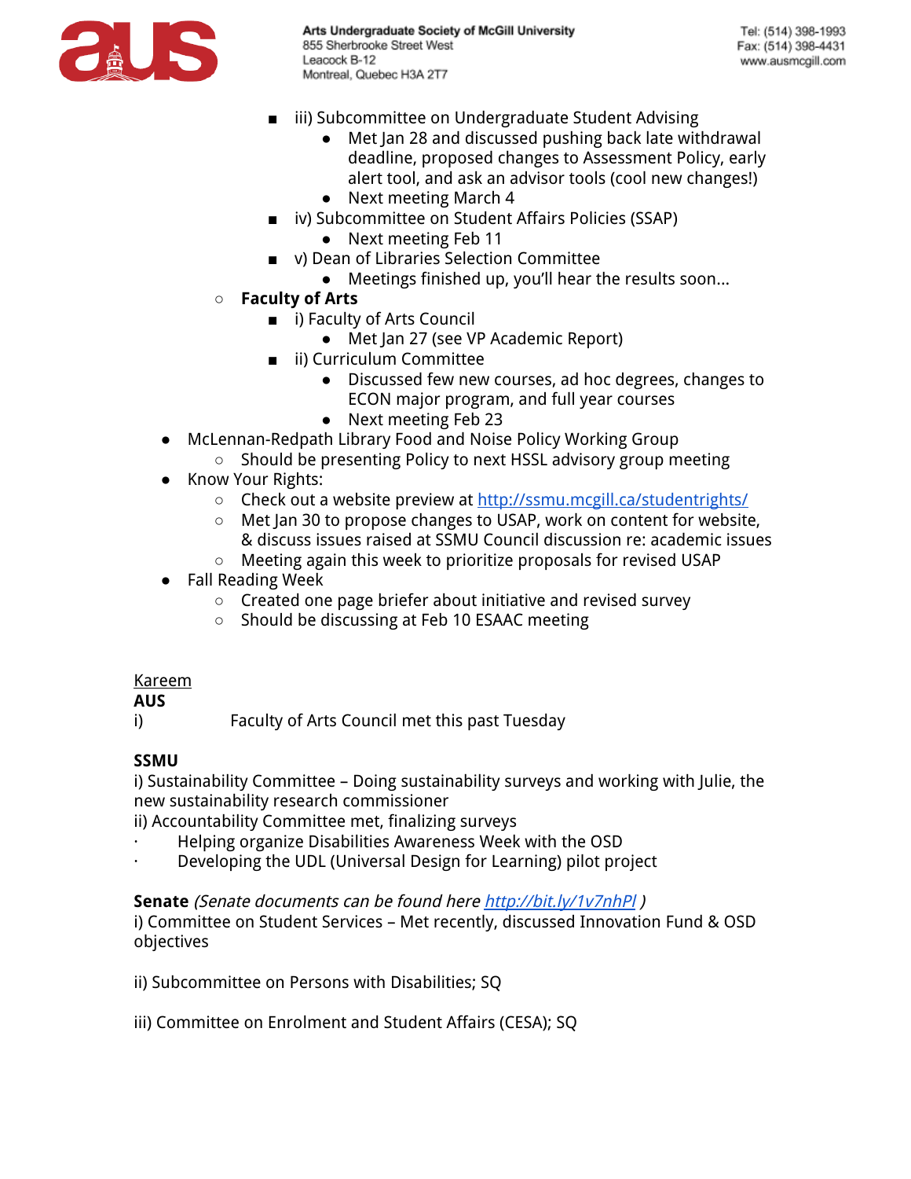- iii) Subcommittee on Undergraduate Student Advising
            - Met Jan 28 and discussed pushing back late withdrawal deadline, proposed changes to Assessment Policy, early alert tool, and ask an advisor tools (cool new changes!)
            - Next meeting March 4
        - iv) Subcommittee on Student Affairs Policies (SSAP)
            - Next meeting Feb 11
        - v) Dean of Libraries Selection Committee
            - Meetings finished up, you'll hear the results soon...
    - **Faculty of Arts**
        - i) Faculty of Arts Council
            - Met Jan 27 (see VP Academic Report)
        - ii) Curriculum Committee
            - Discussed few new courses, ad hoc degrees, changes to ECON major program, and full year courses
            - Next meeting Feb 23
- McLennan-Redpath Library Food and Noise Policy Working Group
    - Should be presenting Policy to next HSSL advisory group meeting
- Know Your Rights:
    - Check out a website preview at [http://ssmu.mcgill.ca/studentrights/](http://ssmu.mcgill.ca/studentrights/)
    - Met Jan 30 to propose changes to USAP, work on content for website, & discuss issues raised at SSMU Council discussion re: academic issues
    - Meeting again this week to prioritize proposals for revised USAP
- Fall Reading Week
    - Created one page briefer about initiative and revised survey
    - Should be discussing at Feb 10 ESAAC meeting

Kareem

**AUS**

i) Faculty of Arts Council met this past Tuesday

**SSMU**

i) Sustainability Committee – Doing sustainability surveys and working with Julie, the new sustainability research commissioner

ii) Accountability Committee met, finalizing surveys

- Helping organize Disabilities Awareness Week with the OSD
- Developing the UDL (Universal Design for Learning) pilot project

**Senate** *(Senate documents can be found here [http://bit.ly/1v7nhPl](http://bit.ly/1v7nhPl) )*

i) Committee on Student Services – Met recently, discussed Innovation Fund & OSD objectives

ii) Subcommittee on Persons with Disabilities; SQ

iii) Committee on Enrolment and Student Affairs (CESA); SQ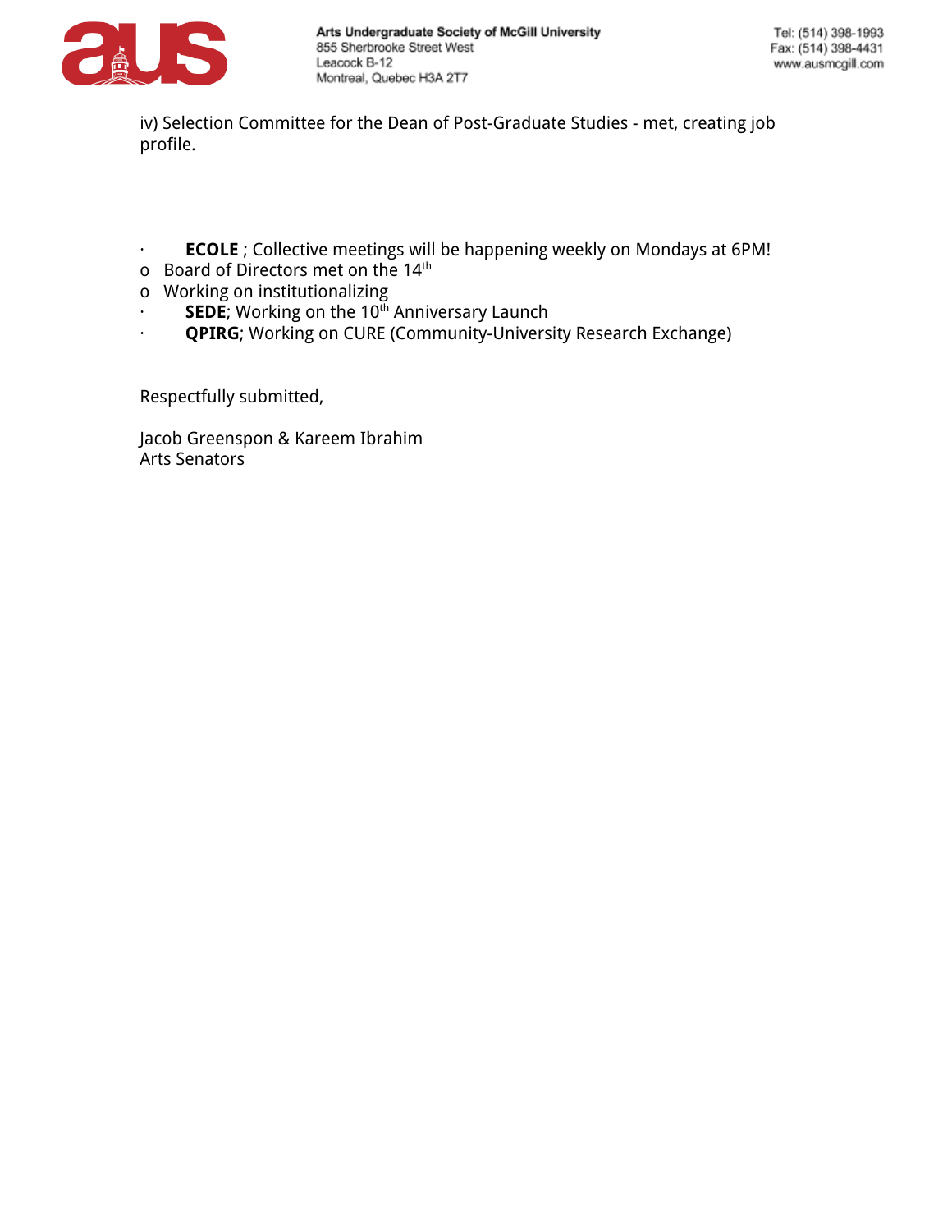iv) Selection Committee for the Dean of Post-Graduate Studies - met, creating job profile.

- **ECOLE** ; Collective meetings will be happening weekly on Mondays at 6PM!
  - Board of Directors met on the 14th
  - Working on institutionalizing
- **SEDE**; Working on the 10th Anniversary Launch
- **QPIRG**; Working on CURE (Community-University Research Exchange)

Respectfully submitted,

Jacob Greenspon & Kareem Ibrahim
Arts Senators